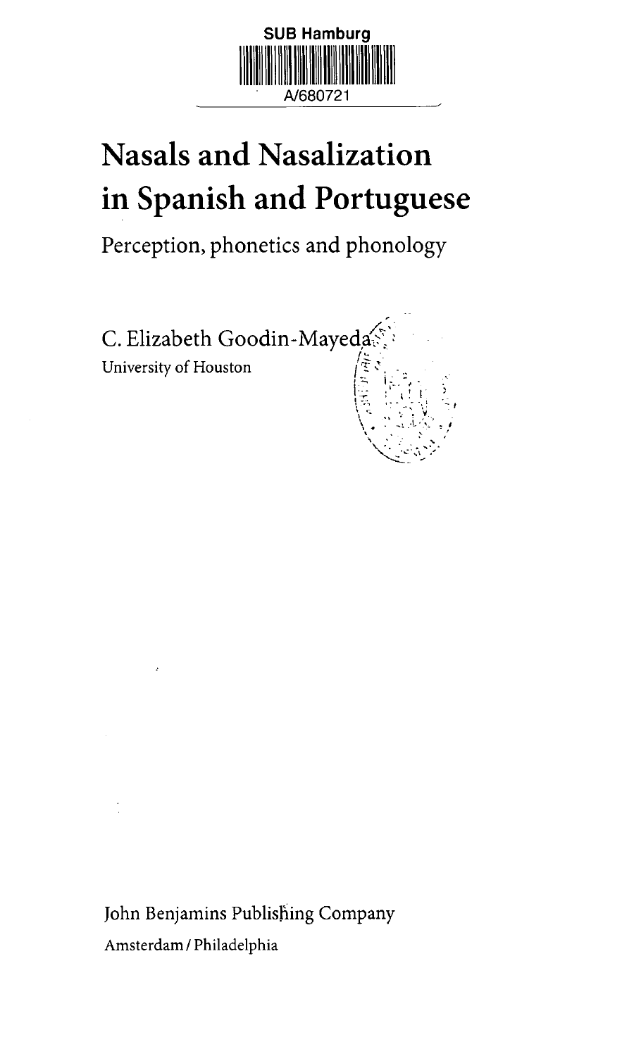SUB Hamburg

A/680721

# Nasals and Nasalization in Spanish and Portuguese

## Perception, phonetics and phonology

C. Elizabeth Goodin-Mayeda

University of Houston

John Benjamins Publishing Company

Amsterdam / Philadelphia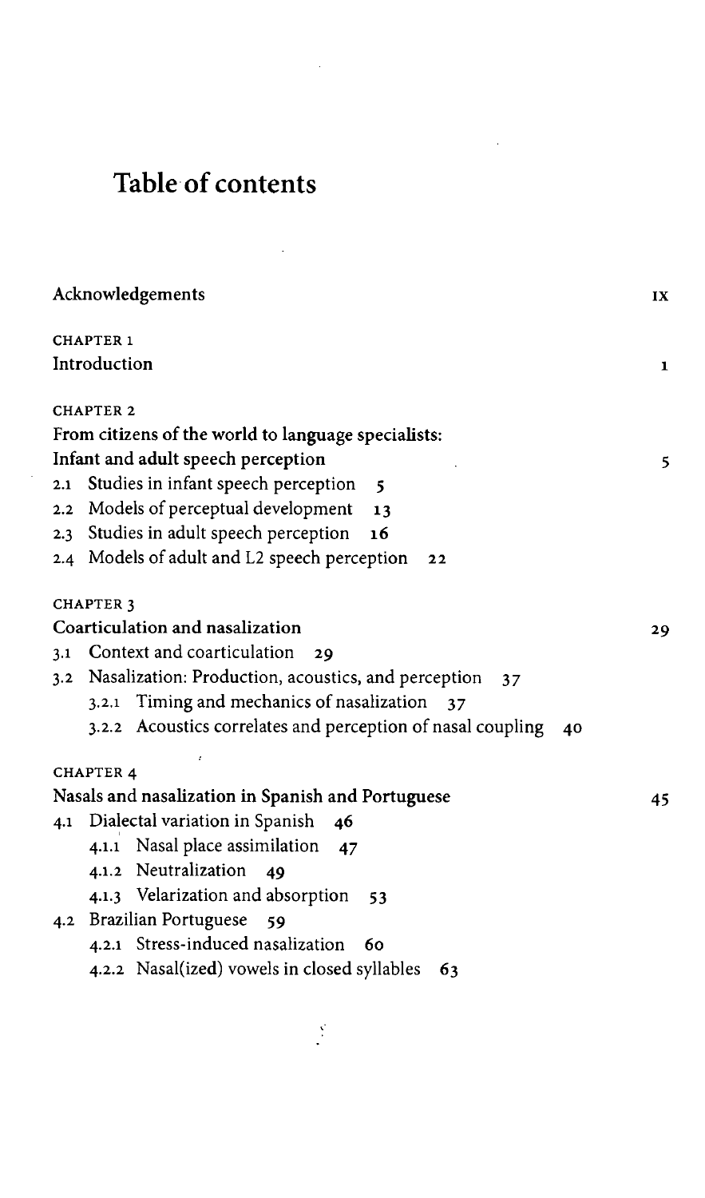# Table of contents

Acknowledgements IX

CHAPTER 1
**Introduction** 1

CHAPTER 2
**From citizens of the world to language specialists: Infant and adult speech perception** 5

- 2.1 Studies in infant speech perception 5
- 2.2 Models of perceptual development 13
- 2.3 Studies in adult speech perception 16
- 2.4 Models of adult and L2 speech perception 22

CHAPTER 3
**Coarticulation and nasalization** 29

- 3.1 Context and coarticulation 29
- 3.2 Nasalization: Production, acoustics, and perception 37
  - 3.2.1 Timing and mechanics of nasalization 37
  - 3.2.2 Acoustics correlates and perception of nasal coupling 40

CHAPTER 4
**Nasals and nasalization in Spanish and Portuguese** 45

- 4.1 Dialectal variation in Spanish 46
  - 4.1.1 Nasal place assimilation 47
  - 4.1.2 Neutralization 49
  - 4.1.3 Velarization and absorption 53
- 4.2 Brazilian Portuguese 59
  - 4.2.1 Stress-induced nasalization 60
  - 4.2.2 Nasal(ized) vowels in closed syllables 63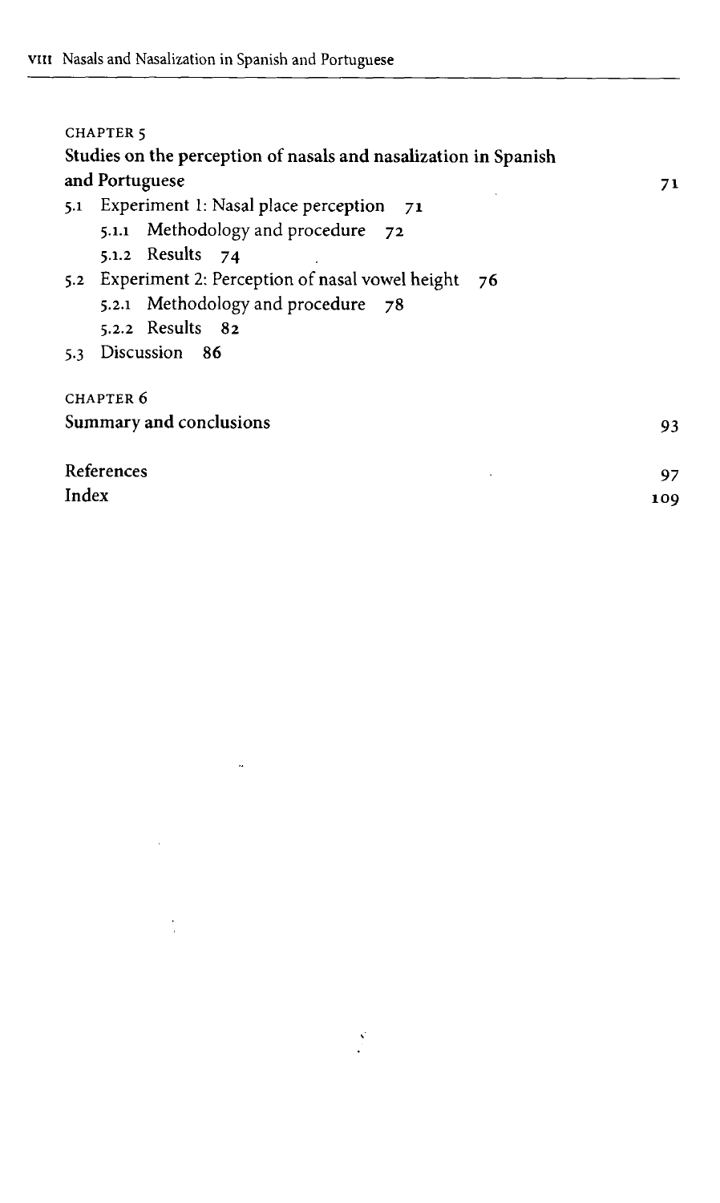CHAPTER 5

**Studies on the perception of nasals and nasalization in Spanish and Portuguese** 71

- 5.1 Experiment 1: Nasal place perception 71
  - 5.1.1 Methodology and procedure 72
  - 5.1.2 Results 74
- 5.2 Experiment 2: Perception of nasal vowel height 76
  - 5.2.1 Methodology and procedure 78
  - 5.2.2 Results 82
- 5.3 Discussion 86

CHAPTER 6

**Summary and conclusions** 93

References 97

Index 109